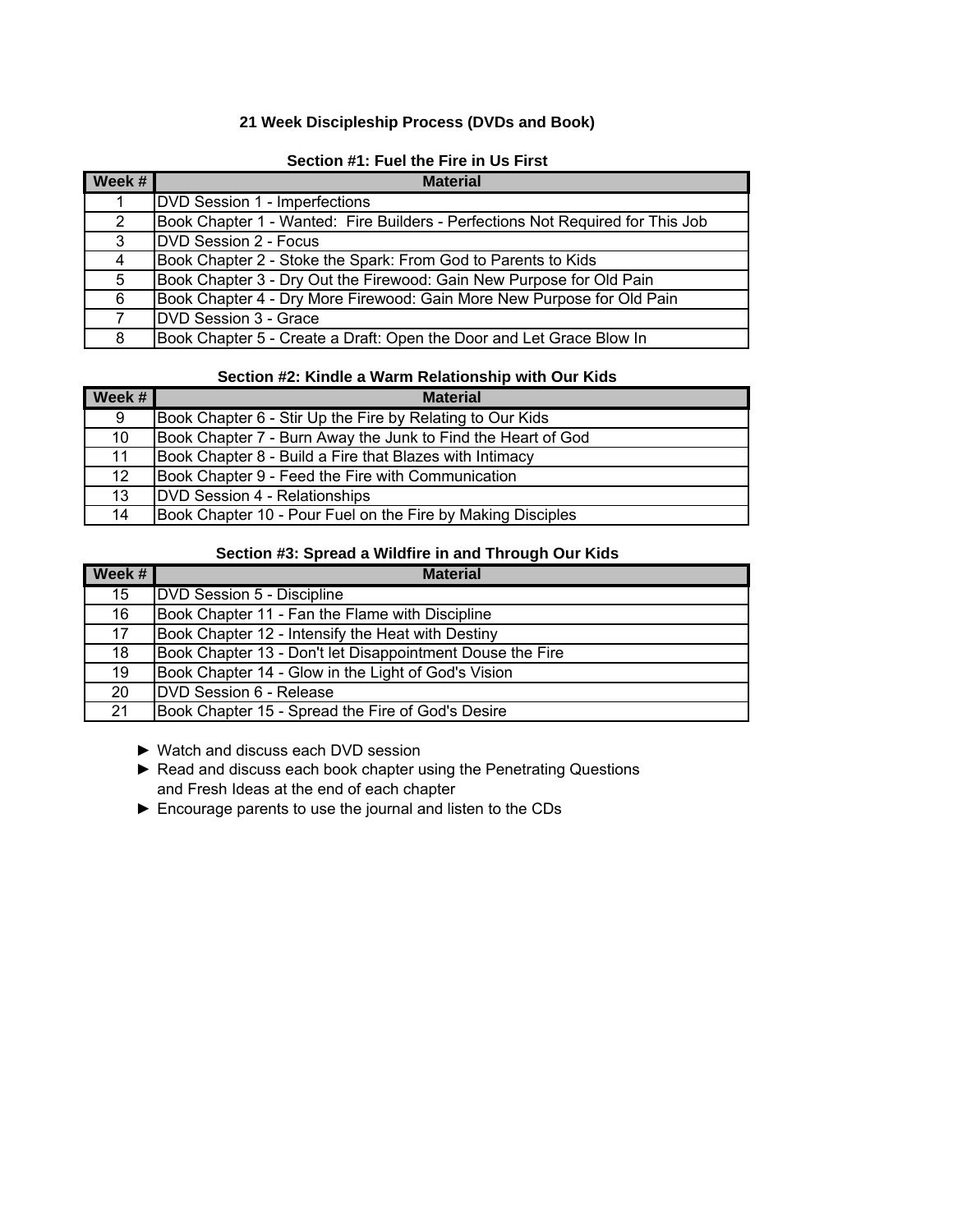# 21 Week Discipleship Process (DVDs and Book)

### Section #1: Fuel the Fire in Us First

| Week # | Material |
|---|---|
| 1 | DVD Session 1 - Imperfections |
| 2 | Book Chapter 1 - Wanted: Fire Builders - Perfections Not Required for This Job |
| 3 | DVD Session 2 - Focus |
| 4 | Book Chapter 2 - Stoke the Spark: From God to Parents to Kids |
| 5 | Book Chapter 3 - Dry Out the Firewood: Gain New Purpose for Old Pain |
| 6 | Book Chapter 4 - Dry More Firewood: Gain More New Purpose for Old Pain |
| 7 | DVD Session 3 - Grace |
| 8 | Book Chapter 5 - Create a Draft: Open the Door and Let Grace Blow In |

### Section #2: Kindle a Warm Relationship with Our Kids

| Week # | Material |
|---|---|
| 9 | Book Chapter 6 - Stir Up the Fire by Relating to Our Kids |
| 10 | Book Chapter 7 - Burn Away the Junk to Find the Heart of God |
| 11 | Book Chapter 8 - Build a Fire that Blazes with Intimacy |
| 12 | Book Chapter 9 - Feed the Fire with Communication |
| 13 | DVD Session 4 - Relationships |
| 14 | Book Chapter 10 - Pour Fuel on the Fire by Making Disciples |

### Section #3: Spread a Wildfire in and Through Our Kids

| Week # | Material |
|---|---|
| 15 | DVD Session 5 - Discipline |
| 16 | Book Chapter 11 - Fan the Flame with Discipline |
| 17 | Book Chapter 12 - Intensify the Heat with Destiny |
| 18 | Book Chapter 13 - Don't let Disappointment Douse the Fire |
| 19 | Book Chapter 14 - Glow in the Light of God's Vision |
| 20 | DVD Session 6 - Release |
| 21 | Book Chapter 15 - Spread the Fire of God's Desire |

- ► Watch and discuss each DVD session
- ► Read and discuss each book chapter using the Penetrating Questions and Fresh Ideas at the end of each chapter
- ► Encourage parents to use the journal and listen to the CDs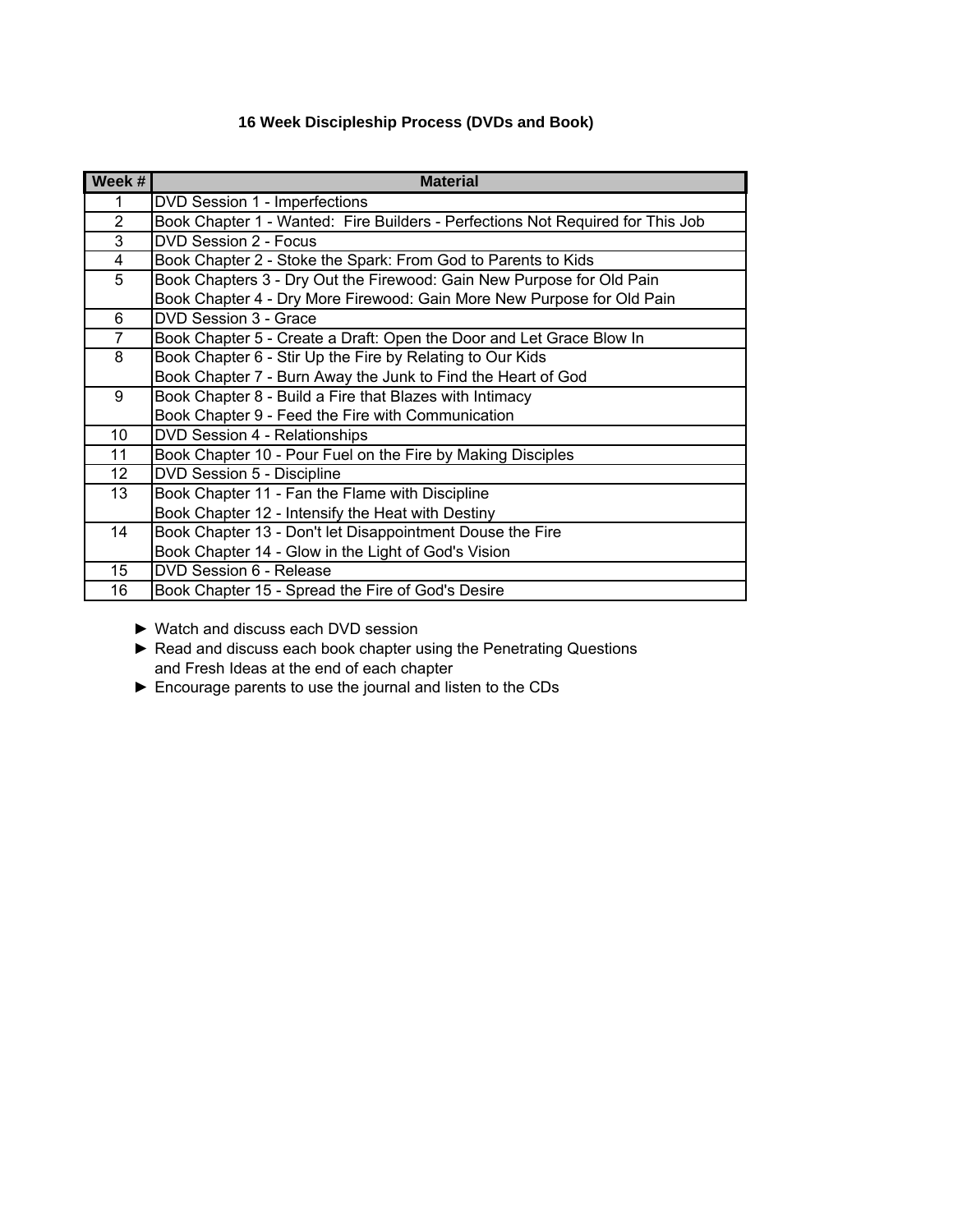**16 Week Discipleship Process (DVDs and Book)**

| Week # | Material |
| --- | --- |
| 1 | DVD Session 1 - Imperfections |
| 2 | Book Chapter 1 - Wanted:  Fire Builders - Perfections Not Required for This Job |
| 3 | DVD Session 2 - Focus |
| 4 | Book Chapter 2 - Stoke the Spark: From God to Parents to Kids |
| 5 | Book Chapters 3 - Dry Out the Firewood: Gain New Purpose for Old Pain<br>Book Chapter 4 - Dry More Firewood: Gain More New Purpose for Old Pain |
| 6 | DVD Session 3 - Grace |
| 7 | Book Chapter 5 - Create a Draft: Open the Door and Let Grace Blow In |
| 8 | Book Chapter 6 - Stir Up the Fire by Relating to Our Kids<br>Book Chapter 7 - Burn Away the Junk to Find the Heart of God |
| 9 | Book Chapter 8 - Build a Fire that Blazes with Intimacy<br>Book Chapter 9 - Feed the Fire with Communication |
| 10 | DVD Session 4 - Relationships |
| 11 | Book Chapter 10 - Pour Fuel on the Fire by Making Disciples |
| 12 | DVD Session 5 - Discipline |
| 13 | Book Chapter 11 - Fan the Flame with Discipline<br>Book Chapter 12 - Intensify the Heat with Destiny |
| 14 | Book Chapter 13 - Don't let Disappointment Douse the Fire<br>Book Chapter 14 - Glow in the Light of God's Vision |
| 15 | DVD Session 6 - Release |
| 16 | Book Chapter 15 - Spread the Fire of God's Desire |

- ► Watch and discuss each DVD session
- ► Read and discuss each book chapter using the Penetrating Questions and Fresh Ideas at the end of each chapter
- ► Encourage parents to use the journal and listen to the CDs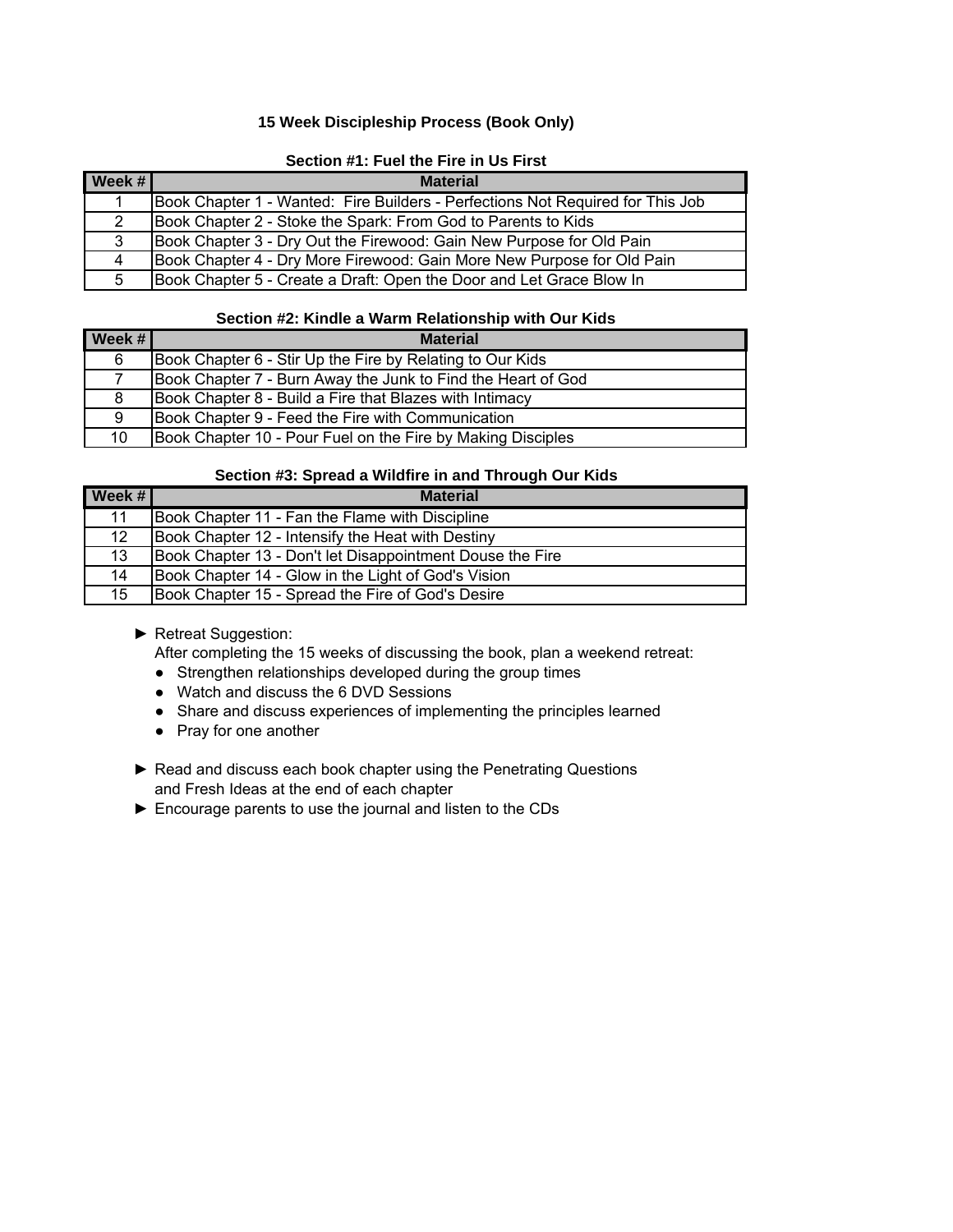# 15 Week Discipleship Process (Book Only)

### Section #1: Fuel the Fire in Us First

| Week # | Material |
|---|---|
| 1 | Book Chapter 1 - Wanted:  Fire Builders - Perfections Not Required for This Job |
| 2 | Book Chapter 2 - Stoke the Spark: From God to Parents to Kids |
| 3 | Book Chapter 3 - Dry Out the Firewood: Gain New Purpose for Old Pain |
| 4 | Book Chapter 4 - Dry More Firewood: Gain More New Purpose for Old Pain |
| 5 | Book Chapter 5 - Create a Draft: Open the Door and Let Grace Blow In |

### Section #2: Kindle a Warm Relationship with Our Kids

| Week # | Material |
|---|---|
| 6 | Book Chapter 6 - Stir Up the Fire by Relating to Our Kids |
| 7 | Book Chapter 7 - Burn Away the Junk to Find the Heart of God |
| 8 | Book Chapter 8 - Build a Fire that Blazes with Intimacy |
| 9 | Book Chapter 9 - Feed the Fire with Communication |
| 10 | Book Chapter 10 - Pour Fuel on the Fire by Making Disciples |

### Section #3: Spread a Wildfire in and Through Our Kids

| Week # | Material |
|---|---|
| 11 | Book Chapter 11 - Fan the Flame with Discipline |
| 12 | Book Chapter 12 - Intensify the Heat with Destiny |
| 13 | Book Chapter 13 - Don't let Disappointment Douse the Fire |
| 14 | Book Chapter 14 - Glow in the Light of God's Vision |
| 15 | Book Chapter 15 - Spread the Fire of God's Desire |

► Retreat Suggestion:
After completing the 15 weeks of discussing the book, plan a weekend retreat:
- Strengthen relationships developed during the group times
- Watch and discuss the 6 DVD Sessions
- Share and discuss experiences of implementing the principles learned
- Pray for one another

► Read and discuss each book chapter using the Penetrating Questions and Fresh Ideas at the end of each chapter

► Encourage parents to use the journal and listen to the CDs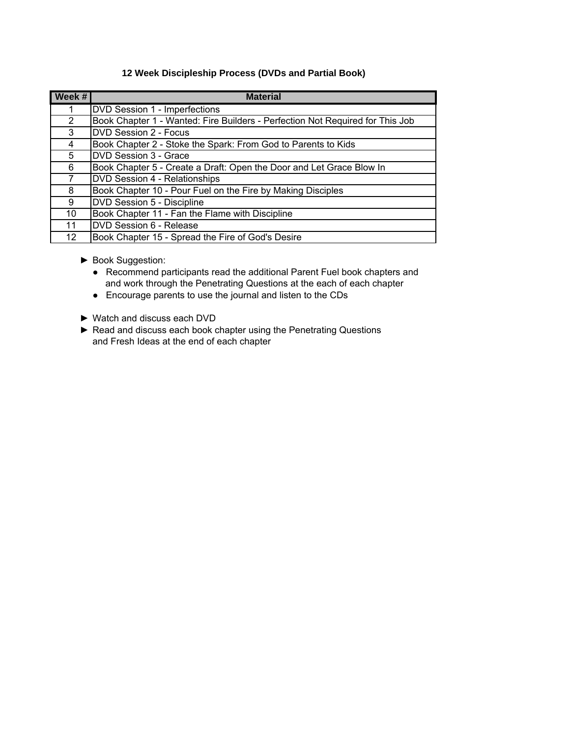**12 Week Discipleship Process (DVDs and Partial Book)**

| Week # | Material |
|---|---|
| 1 | DVD Session 1 - Imperfections |
| 2 | Book Chapter 1 - Wanted: Fire Builders - Perfection Not Required for This Job |
| 3 | DVD Session 2 - Focus |
| 4 | Book Chapter 2 - Stoke the Spark: From God to Parents to Kids |
| 5 | DVD Session 3 - Grace |
| 6 | Book Chapter 5 - Create a Draft: Open the Door and Let Grace Blow In |
| 7 | DVD Session 4 - Relationships |
| 8 | Book Chapter 10 - Pour Fuel on the Fire by Making Disciples |
| 9 | DVD Session 5 - Discipline |
| 10 | Book Chapter 11 - Fan the Flame with Discipline |
| 11 | DVD Session 6 - Release |
| 12 | Book Chapter 15 - Spread the Fire of God's Desire |

► Book Suggestion:
- Recommend participants read the additional Parent Fuel book chapters and and work through the Penetrating Questions at the each of each chapter
- Encourage parents to use the journal and listen to the CDs

► Watch and discuss each DVD

► Read and discuss each book chapter using the Penetrating Questions and Fresh Ideas at the end of each chapter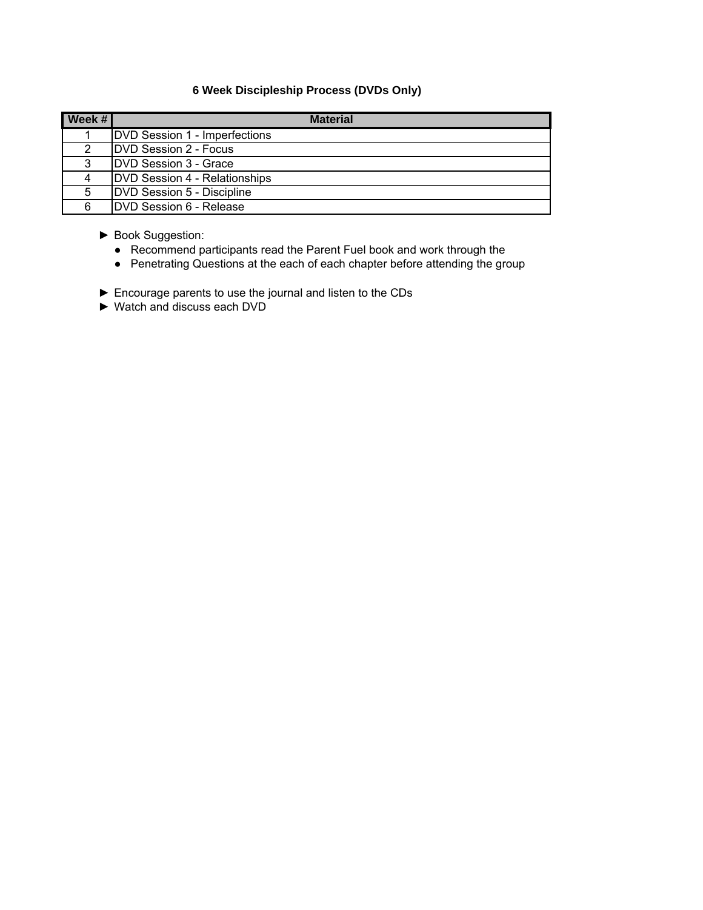**6 Week Discipleship Process (DVDs Only)**

| Week # | Material |
| --- | --- |
| 1 | DVD Session 1 - Imperfections |
| 2 | DVD Session 2 - Focus |
| 3 | DVD Session 3 - Grace |
| 4 | DVD Session 4 - Relationships |
| 5 | DVD Session 5 - Discipline |
| 6 | DVD Session 6 - Release |

► Book Suggestion:
- Recommend participants read the Parent Fuel book and work through the
- Penetrating Questions at the each of each chapter before attending the group

► Encourage parents to use the journal and listen to the CDs

► Watch and discuss each DVD